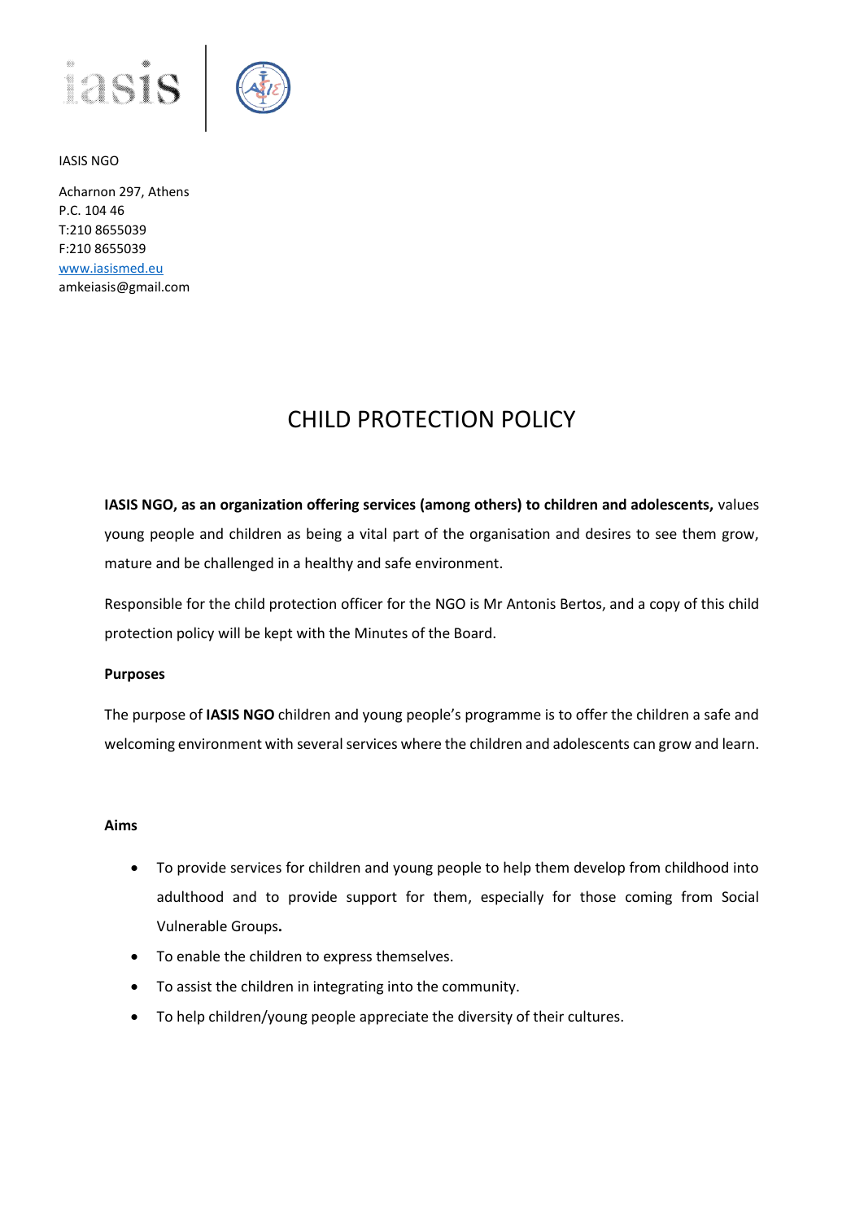IASIS NGO

Acharnon 297, Athens
P.C. 104 46
T:210 8655039
F:210 8655039
www.iasismed.eu
amkeiasis@gmail.com

# CHILD PROTECTION POLICY

**IASIS NGO, as an organization offering services (among others) to children and adolescents,** values young people and children as being a vital part of the organisation and desires to see them grow, mature and be challenged in a healthy and safe environment.

Responsible for the child protection officer for the NGO is Mr Antonis Bertos, and a copy of this child protection policy will be kept with the Minutes of the Board.

**Purposes**

The purpose of **IASIS NGO** children and young people's programme is to offer the children a safe and welcoming environment with several services where the children and adolescents can grow and learn.

**Aims**

- To provide services for children and young people to help them develop from childhood into adulthood and to provide support for them, especially for those coming from Social Vulnerable Groups**.**
- To enable the children to express themselves.
- To assist the children in integrating into the community.
- To help children/young people appreciate the diversity of their cultures.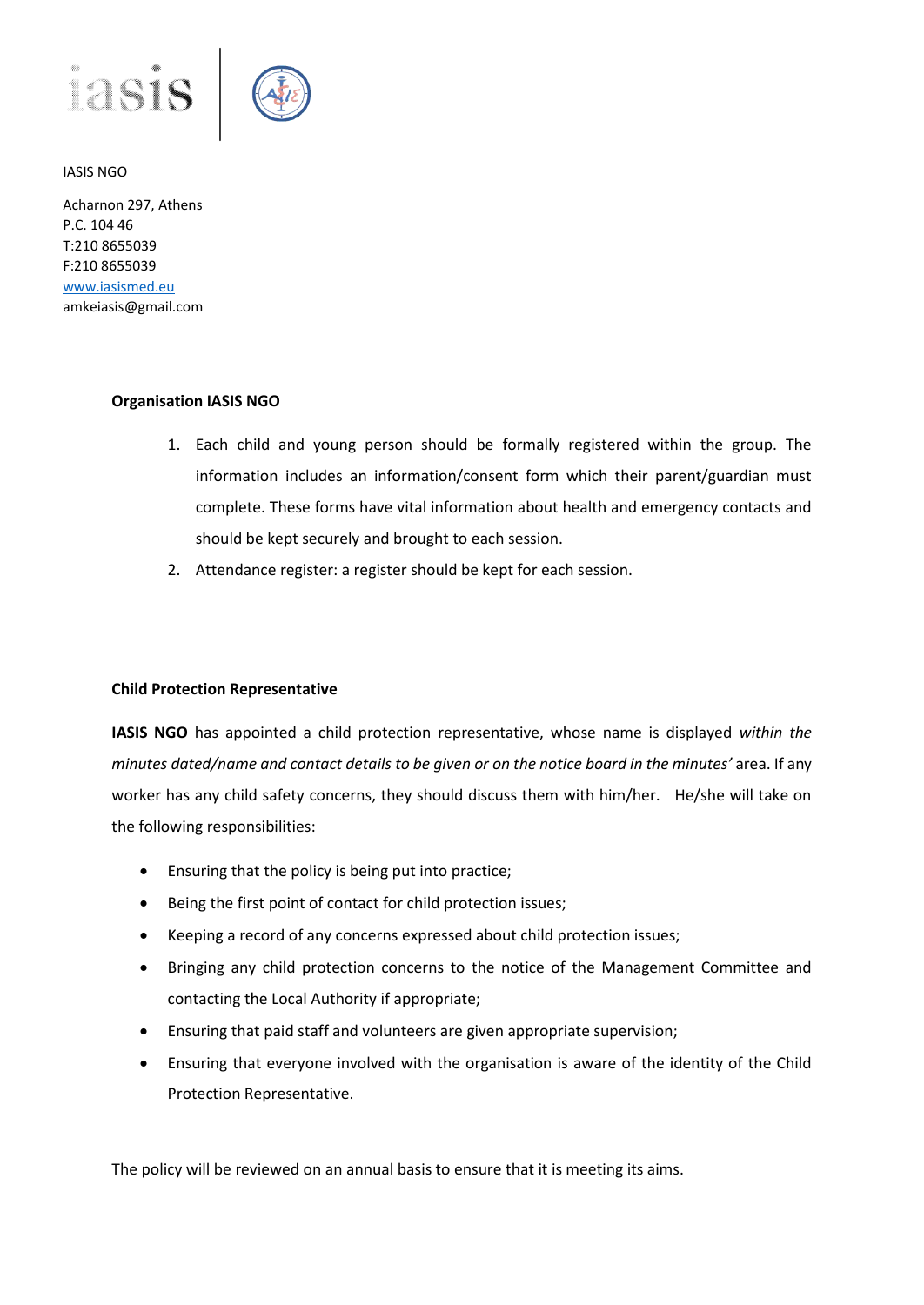IASIS NGO

Acharnon 297, Athens
P.C. 104 46
T:210 8655039
F:210 8655039
[www.iasismed.eu](http://www.iasismed.eu)
amkeiasis@gmail.com

**Organisation IASIS NGO**

1. Each child and young person should be formally registered within the group. The information includes an information/consent form which their parent/guardian must complete. These forms have vital information about health and emergency contacts and should be kept securely and brought to each session.
2. Attendance register: a register should be kept for each session.

**Child Protection Representative**

**IASIS NGO** has appointed a child protection representative, whose name is displayed *within the minutes dated/name and contact details to be given or on the notice board in the minutes'* area. If any worker has any child safety concerns, they should discuss them with him/her. He/she will take on the following responsibilities:

- Ensuring that the policy is being put into practice;
- Being the first point of contact for child protection issues;
- Keeping a record of any concerns expressed about child protection issues;
- Bringing any child protection concerns to the notice of the Management Committee and contacting the Local Authority if appropriate;
- Ensuring that paid staff and volunteers are given appropriate supervision;
- Ensuring that everyone involved with the organisation is aware of the identity of the Child Protection Representative.

The policy will be reviewed on an annual basis to ensure that it is meeting its aims.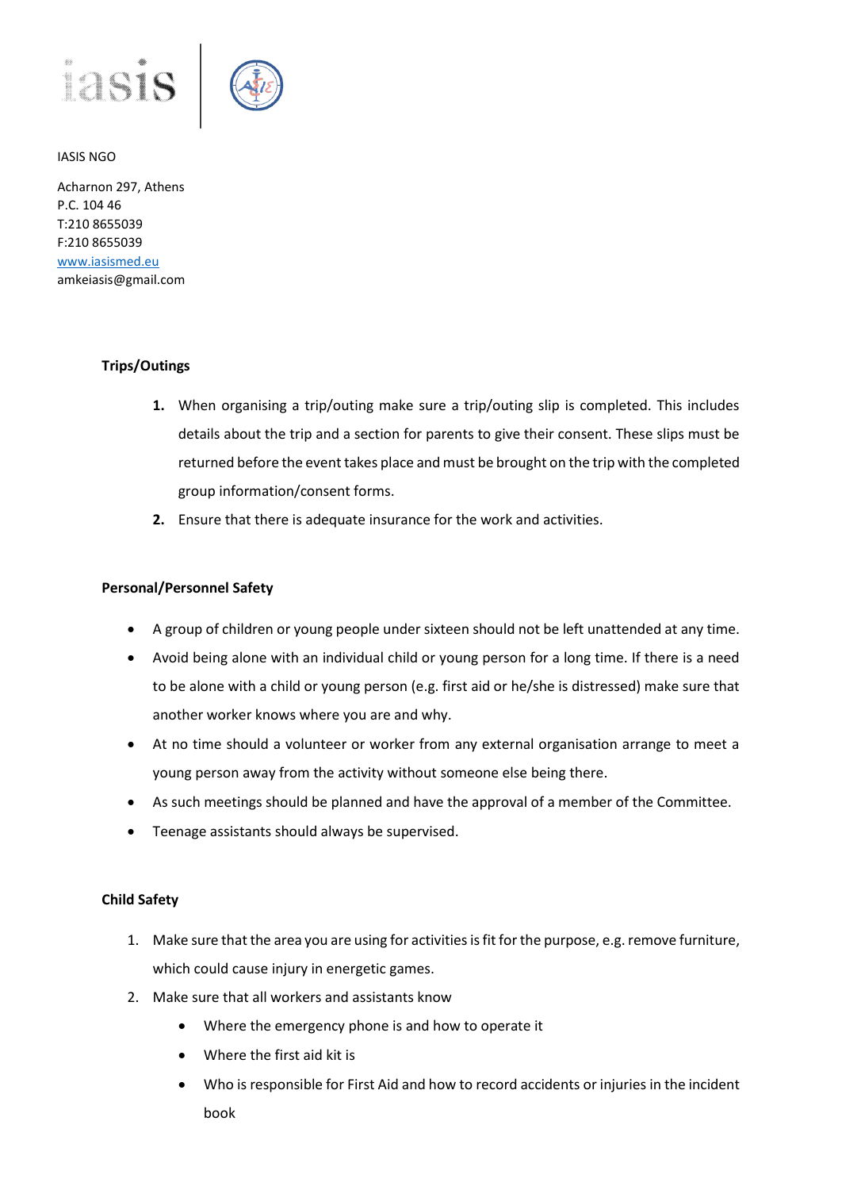IASIS NGO

Acharnon 297, Athens
P.C. 104 46
T:210 8655039
F:210 8655039
www.iasismed.eu
amkeiasis@gmail.com

**Trips/Outings**

1. When organising a trip/outing make sure a trip/outing slip is completed. This includes details about the trip and a section for parents to give their consent. These slips must be returned before the event takes place and must be brought on the trip with the completed group information/consent forms.
2. Ensure that there is adequate insurance for the work and activities.

**Personal/Personnel Safety**

- A group of children or young people under sixteen should not be left unattended at any time.
- Avoid being alone with an individual child or young person for a long time. If there is a need to be alone with a child or young person (e.g. first aid or he/she is distressed) make sure that another worker knows where you are and why.
- At no time should a volunteer or worker from any external organisation arrange to meet a young person away from the activity without someone else being there.
- As such meetings should be planned and have the approval of a member of the Committee.
- Teenage assistants should always be supervised.

**Child Safety**

1. Make sure that the area you are using for activities is fit for the purpose, e.g. remove furniture, which could cause injury in energetic games.
2. Make sure that all workers and assistants know
   - Where the emergency phone is and how to operate it
   - Where the first aid kit is
   - Who is responsible for First Aid and how to record accidents or injuries in the incident book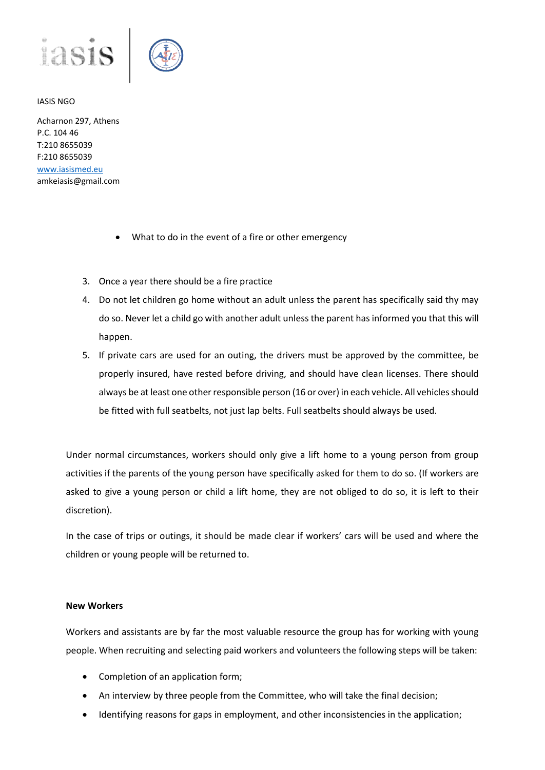IASIS NGO

Acharnon 297, Athens
P.C. 104 46
T:210 8655039
F:210 8655039
www.iasismed.eu
amkeiasis@gmail.com

- What to do in the event of a fire or other emergency

3. Once a year there should be a fire practice
4. Do not let children go home without an adult unless the parent has specifically said thy may do so. Never let a child go with another adult unless the parent has informed you that this will happen.
5. If private cars are used for an outing, the drivers must be approved by the committee, be properly insured, have rested before driving, and should have clean licenses. There should always be at least one other responsible person (16 or over) in each vehicle. All vehicles should be fitted with full seatbelts, not just lap belts. Full seatbelts should always be used.

Under normal circumstances, workers should only give a lift home to a young person from group activities if the parents of the young person have specifically asked for them to do so. (If workers are asked to give a young person or child a lift home, they are not obliged to do so, it is left to their discretion).

In the case of trips or outings, it should be made clear if workers' cars will be used and where the children or young people will be returned to.

**New Workers**

Workers and assistants are by far the most valuable resource the group has for working with young people. When recruiting and selecting paid workers and volunteers the following steps will be taken:

- Completion of an application form;
- An interview by three people from the Committee, who will take the final decision;
- Identifying reasons for gaps in employment, and other inconsistencies in the application;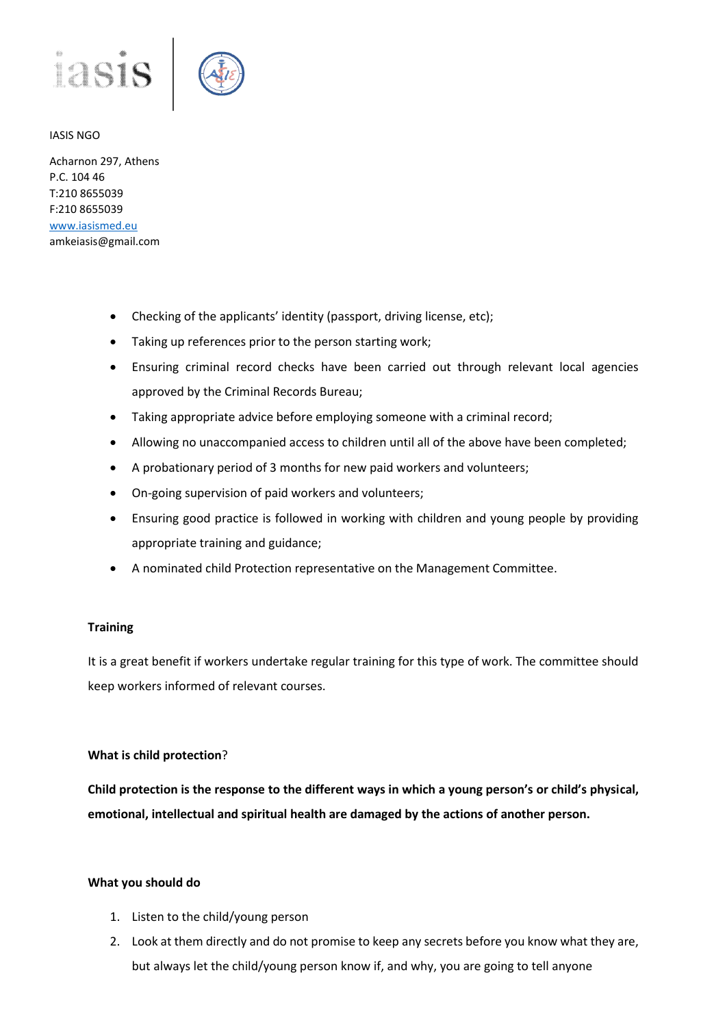IASIS NGO

Acharnon 297, Athens
P.C. 104 46
T:210 8655039
F:210 8655039
[www.iasismed.eu](http://www.iasismed.eu)
amkeiasis@gmail.com

- Checking of the applicants' identity (passport, driving license, etc);
- Taking up references prior to the person starting work;
- Ensuring criminal record checks have been carried out through relevant local agencies approved by the Criminal Records Bureau;
- Taking appropriate advice before employing someone with a criminal record;
- Allowing no unaccompanied access to children until all of the above have been completed;
- A probationary period of 3 months for new paid workers and volunteers;
- On-going supervision of paid workers and volunteers;
- Ensuring good practice is followed in working with children and young people by providing appropriate training and guidance;
- A nominated child Protection representative on the Management Committee.

**Training**

It is a great benefit if workers undertake regular training for this type of work. The committee should keep workers informed of relevant courses.

**What is child protection**?

**Child protection is the response to the different ways in which a young person's or child's physical, emotional, intellectual and spiritual health are damaged by the actions of another person.**

**What you should do**

1. Listen to the child/young person
2. Look at them directly and do not promise to keep any secrets before you know what they are, but always let the child/young person know if, and why, you are going to tell anyone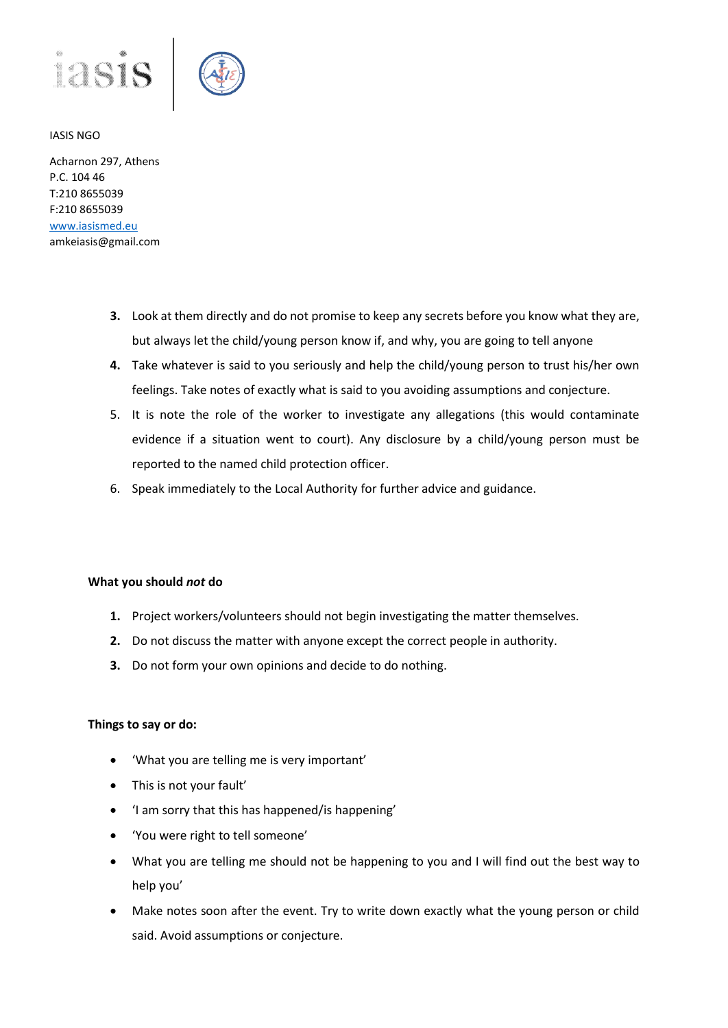IASIS NGO

Acharnon 297, Athens
P.C. 104 46
T:210 8655039
F:210 8655039
www.iasismed.eu
amkeiasis@gmail.com

3. Look at them directly and do not promise to keep any secrets before you know what they are, but always let the child/young person know if, and why, you are going to tell anyone
4. Take whatever is said to you seriously and help the child/young person to trust his/her own feelings. Take notes of exactly what is said to you avoiding assumptions and conjecture.
5. It is note the role of the worker to investigate any allegations (this would contaminate evidence if a situation went to court). Any disclosure by a child/young person must be reported to the named child protection officer.
6. Speak immediately to the Local Authority for further advice and guidance.

**What you should *not* do**

1. Project workers/volunteers should not begin investigating the matter themselves.
2. Do not discuss the matter with anyone except the correct people in authority.
3. Do not form your own opinions and decide to do nothing.

**Things to say or do:**

- 'What you are telling me is very important'
- This is not your fault'
- 'I am sorry that this has happened/is happening'
- 'You were right to tell someone'
- What you are telling me should not be happening to you and I will find out the best way to help you'
- Make notes soon after the event. Try to write down exactly what the young person or child said. Avoid assumptions or conjecture.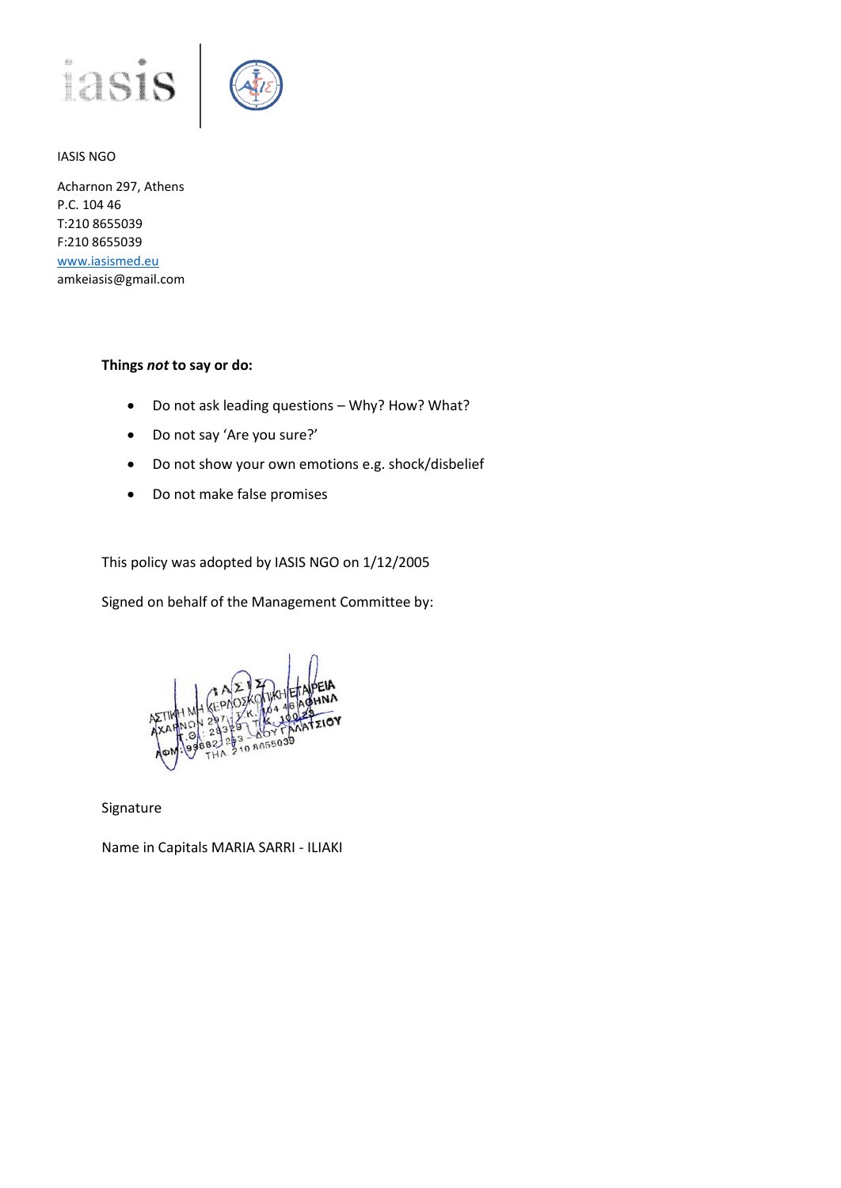IASIS NGO

Acharnon 297, Athens
P.C. 104 46
T:210 8655039
F:210 8655039
www.iasismed.eu
amkeiasis@gmail.com

**Things *not* to say or do:**

- Do not ask leading questions – Why? How? What?
- Do not say 'Are you sure?'
- Do not show your own emotions e.g. shock/disbelief
- Do not make false promises

This policy was adopted by IASIS NGO on 1/12/2005

Signed on behalf of the Management Committee by:

Signature

Name in Capitals MARIA SARRI - ILIAKI